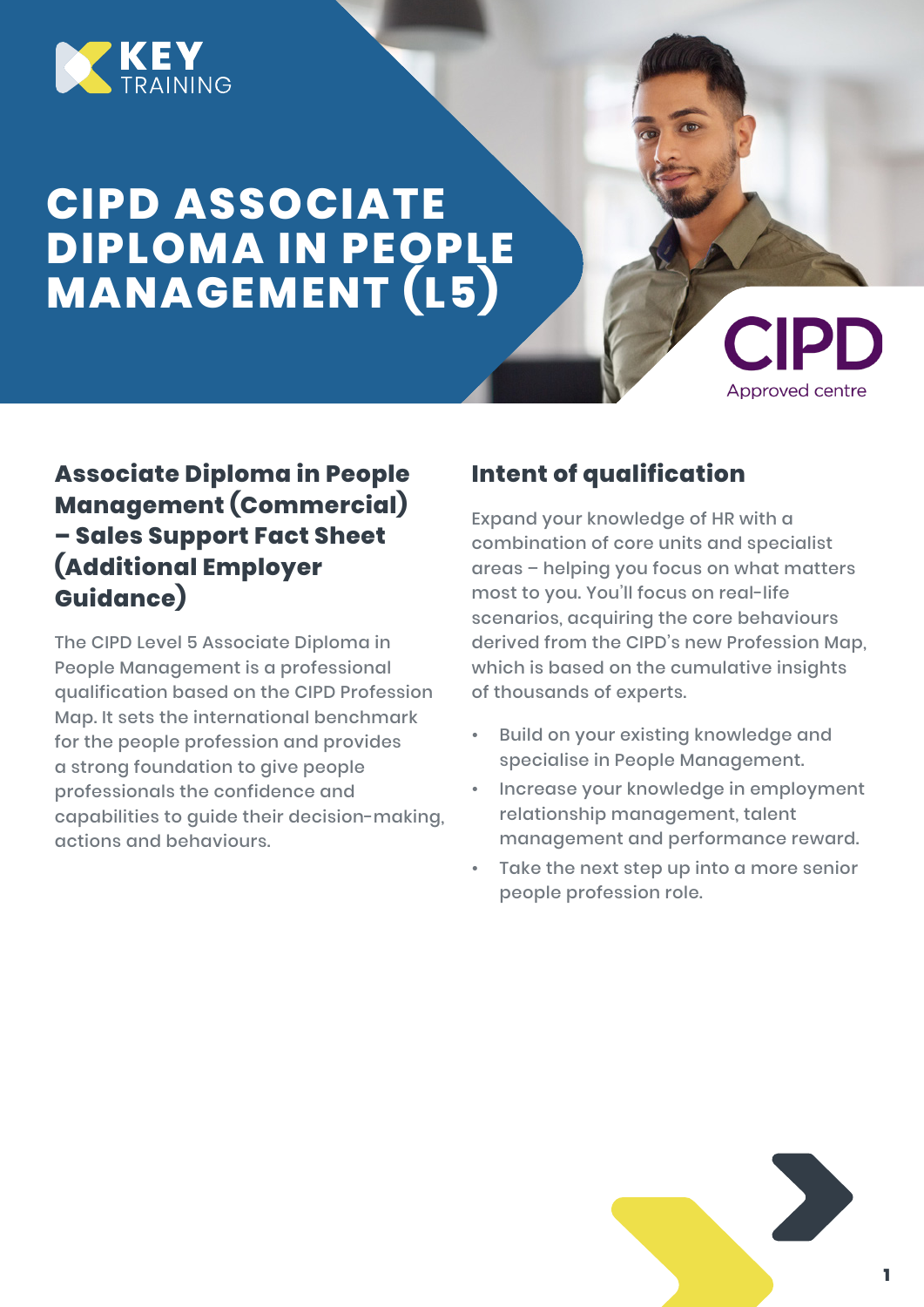KEY TRAINING

# CIPD ASSOCIATE DIPLOMA IN PEOPLE MANAGEMENT (L5)

CIPD Approved centre

## Associate Diploma in People Management (Commercial) – Sales Support Fact Sheet (Additional Employer Guidance)

The CIPD Level 5 Associate Diploma in People Management is a professional qualification based on the CIPD Profession Map. It sets the international benchmark for the people profession and provides a strong foundation to give people professionals the confidence and capabilities to guide their decision-making, actions and behaviours.

## Intent of qualification

Expand your knowledge of HR with a combination of core units and specialist areas – helping you focus on what matters most to you. You'll focus on real-life scenarios, acquiring the core behaviours derived from the CIPD's new Profession Map, which is based on the cumulative insights of thousands of experts.

- Build on your existing knowledge and specialise in People Management.
- Increase your knowledge in employment relationship management, talent management and performance reward.
- Take the next step up into a more senior people profession role.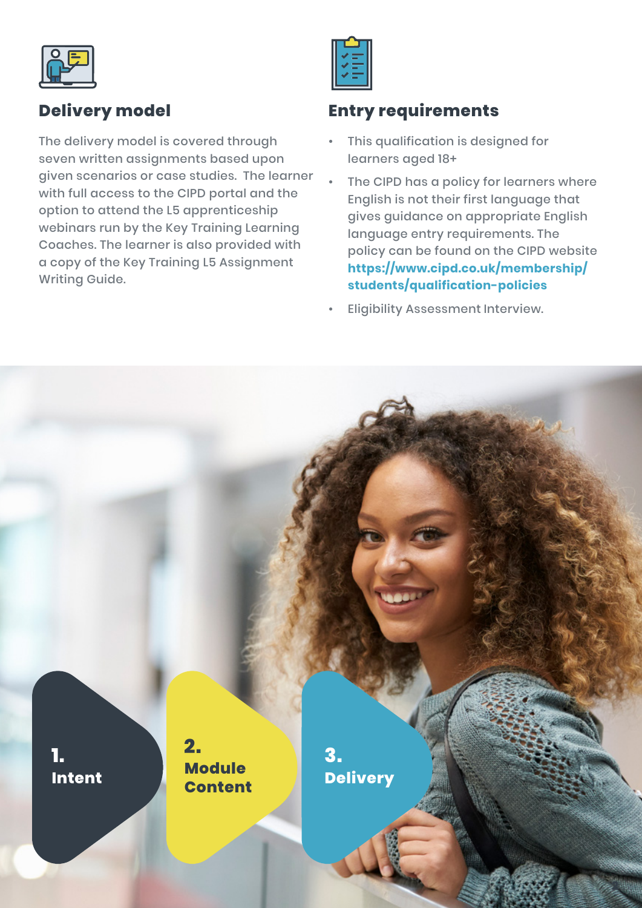## Delivery model

The delivery model is covered through seven written assignments based upon given scenarios or case studies. The learner with full access to the CIPD portal and the option to attend the L5 apprenticeship webinars run by the Key Training Learning Coaches. The learner is also provided with a copy of the Key Training L5 Assignment Writing Guide.

## Entry requirements

- This qualification is designed for learners aged 18+
- The CIPD has a policy for learners where English is not their first language that gives guidance on appropriate English language entry requirements. The policy can be found on the CIPD website **https://www.cipd.co.uk/membership/students/qualification-policies**
- Eligibility Assessment Interview.

**1.** **Intent**

**2.** **Module Content**

**3.** **Delivery**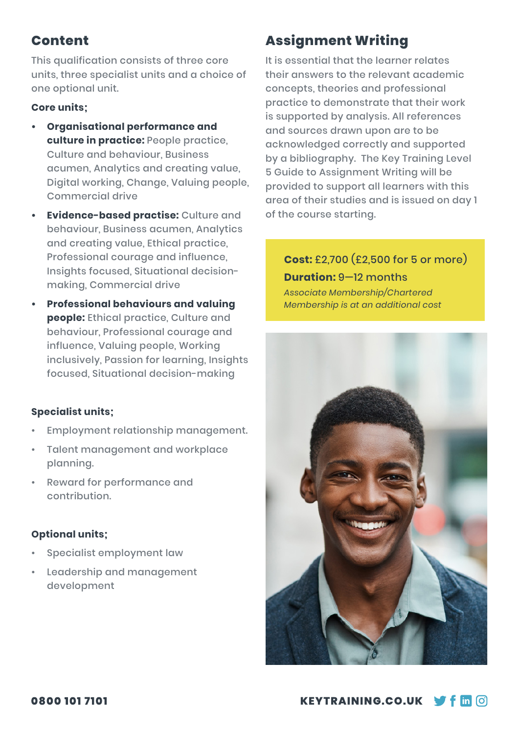## Content

This qualification consists of three core units, three specialist units and a choice of one optional unit.

**Core units;**

- **Organisational performance and culture in practice:** People practice, Culture and behaviour, Business acumen, Analytics and creating value, Digital working, Change, Valuing people, Commercial drive
- **Evidence-based practise:** Culture and behaviour, Business acumen, Analytics and creating value, Ethical practice, Professional courage and influence, Insights focused, Situational decision-making, Commercial drive
- **Professional behaviours and valuing people:** Ethical practice, Culture and behaviour, Professional courage and influence, Valuing people, Working inclusively, Passion for learning, Insights focused, Situational decision-making

**Specialist units;**

- Employment relationship management.
- Talent management and workplace planning.
- Reward for performance and contribution.

**Optional units;**

- Specialist employment law
- Leadership and management development

## Assignment Writing

It is essential that the learner relates their answers to the relevant academic concepts, theories and professional practice to demonstrate that their work is supported by analysis. All references and sources drawn upon are to be acknowledged correctly and supported by a bibliography. The Key Training Level 5 Guide to Assignment Writing will be provided to support all learners with this area of their studies and is issued on day 1 of the course starting.

**Cost:** £2,700 (£2,500 for 5 or more)

**Duration:** 9—12 months

*Associate Membership/Chartered Membership is at an additional cost*

**0800 101 7101**

**KEYTRAINING.CO.UK**